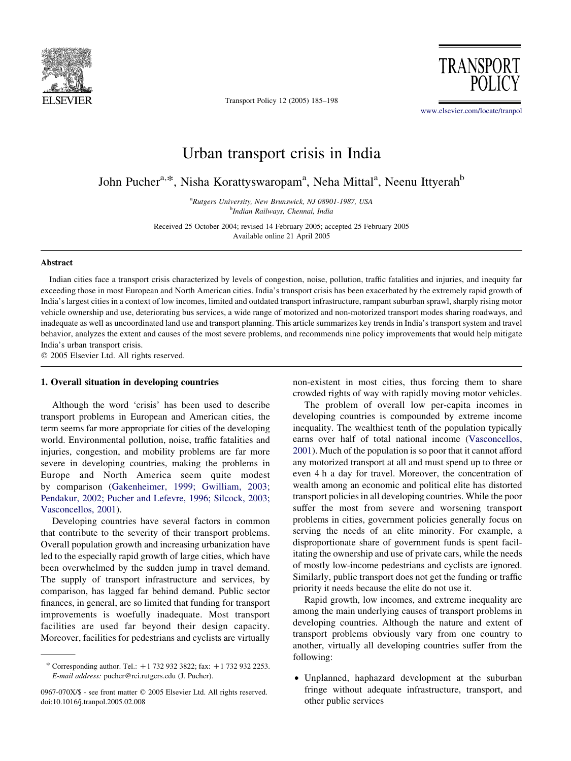# Urban transport crisis in India

John Pucher[a,*], Nisha Korattyswaropam[a], Neha Mittal[a], Neenu Ittyerah[b]

[a]Rutgers University, New Brunswick, NJ 08901-1987, USA
[b]Indian Railways, Chennai, India

Received 25 October 2004; revised 14 February 2005; accepted 25 February 2005
Available online 21 April 2005

## Abstract

Indian cities face a transport crisis characterized by levels of congestion, noise, pollution, traffic fatalities and injuries, and inequity far exceeding those in most European and North American cities. India's transport crisis has been exacerbated by the extremely rapid growth of India's largest cities in a context of low incomes, limited and outdated transport infrastructure, rampant suburban sprawl, sharply rising motor vehicle ownership and use, deteriorating bus services, a wide range of motorized and non-motorized transport modes sharing roadways, and inadequate as well as uncoordinated land use and transport planning. This article summarizes key trends in India's transport system and travel behavior, analyzes the extent and causes of the most severe problems, and recommends nine policy improvements that would help mitigate India's urban transport crisis.

© 2005 Elsevier Ltd. All rights reserved.

## 1. Overall situation in developing countries

Although the word 'crisis' has been used to describe transport problems in European and American cities, the term seems far more appropriate for cities of the developing world. Environmental pollution, noise, traffic fatalities and injuries, congestion, and mobility problems are far more severe in developing countries, making the problems in Europe and North America seem quite modest by comparison (Gakenheimer, 1999; Gwilliam, 2003; Pendakur, 2002; Pucher and Lefevre, 1996; Silcock, 2003; Vasconcellos, 2001).

Developing countries have several factors in common that contribute to the severity of their transport problems. Overall population growth and increasing urbanization have led to the especially rapid growth of large cities, which have been overwhelmed by the sudden jump in travel demand. The supply of transport infrastructure and services, by comparison, has lagged far behind demand. Public sector finances, in general, are so limited that funding for transport improvements is woefully inadequate. Most transport facilities are used far beyond their design capacity. Moreover, facilities for pedestrians and cyclists are virtually non-existent in most cities, thus forcing them to share crowded rights of way with rapidly moving motor vehicles.

The problem of overall low per-capita incomes in developing countries is compounded by extreme income inequality. The wealthiest tenth of the population typically earns over half of total national income (Vasconcellos, 2001). Much of the population is so poor that it cannot afford any motorized transport at all and must spend up to three or even 4 h a day for travel. Moreover, the concentration of wealth among an economic and political elite has distorted transport policies in all developing countries. While the poor suffer the most from severe and worsening transport problems in cities, government policies generally focus on serving the needs of an elite minority. For example, a disproportionate share of government funds is spent facilitating the ownership and use of private cars, while the needs of mostly low-income pedestrians and cyclists are ignored. Similarly, public transport does not get the funding or traffic priority it needs because the elite do not use it.

Rapid growth, low incomes, and extreme inequality are among the main underlying causes of transport problems in developing countries. Although the nature and extent of transport problems obviously vary from one country to another, virtually all developing countries suffer from the following:

- Unplanned, haphazard development at the suburban fringe without adequate infrastructure, transport, and other public services

* Corresponding author. Tel.: +1 732 932 3822; fax: +1 732 932 2253.
*E-mail address:* pucher@rci.rutgers.edu (J. Pucher).

0967-070X/$ - see front matter © 2005 Elsevier Ltd. All rights reserved.
doi:10.1016/j.tranpol.2005.02.008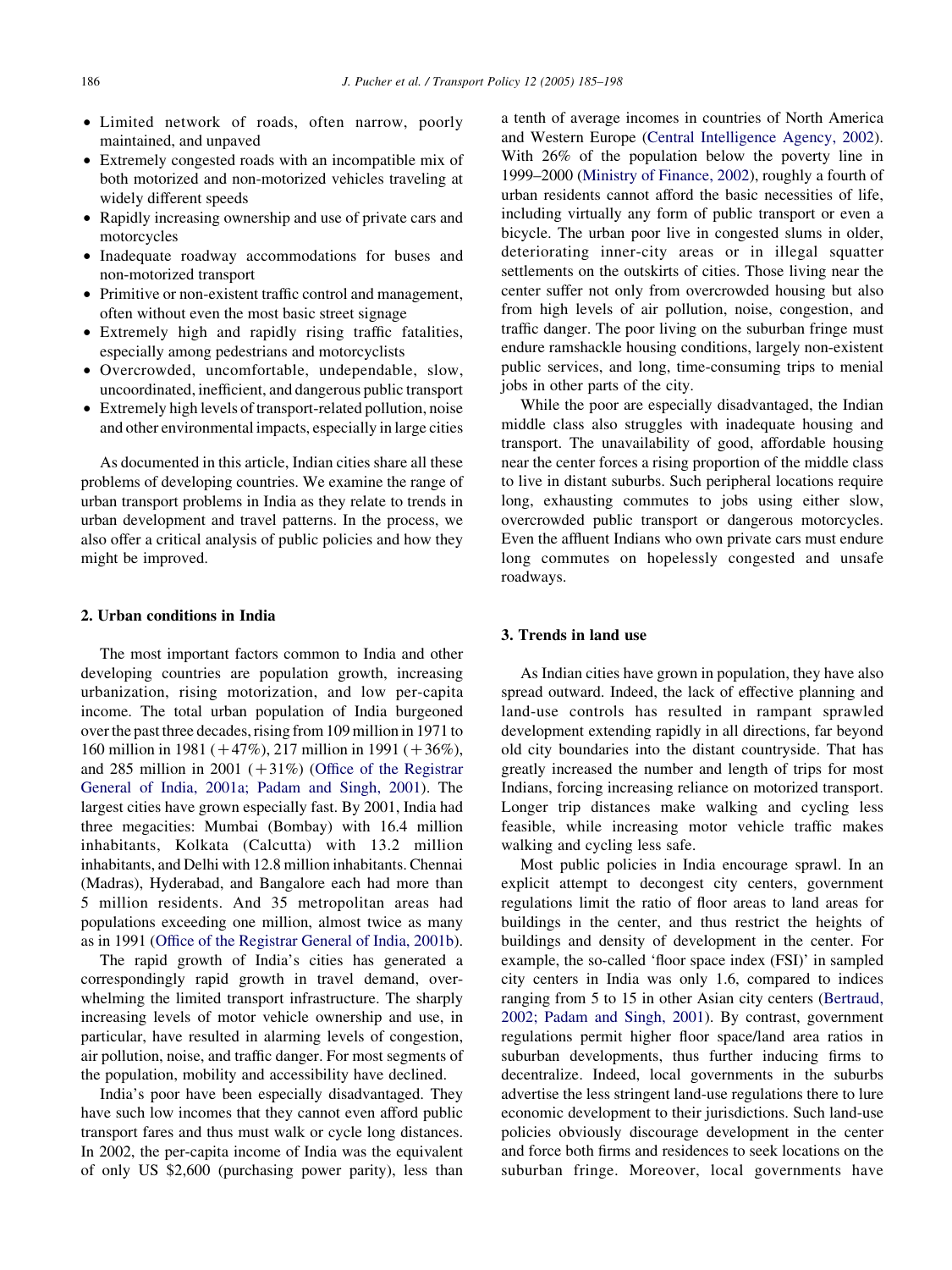- Limited network of roads, often narrow, poorly maintained, and unpaved
- Extremely congested roads with an incompatible mix of both motorized and non-motorized vehicles traveling at widely different speeds
- Rapidly increasing ownership and use of private cars and motorcycles
- Inadequate roadway accommodations for buses and non-motorized transport
- Primitive or non-existent traffic control and management, often without even the most basic street signage
- Extremely high and rapidly rising traffic fatalities, especially among pedestrians and motorcyclists
- Overcrowded, uncomfortable, undependable, slow, uncoordinated, inefficient, and dangerous public transport
- Extremely high levels of transport-related pollution, noise and other environmental impacts, especially in large cities

As documented in this article, Indian cities share all these problems of developing countries. We examine the range of urban transport problems in India as they relate to trends in urban development and travel patterns. In the process, we also offer a critical analysis of public policies and how they might be improved.

## 2. Urban conditions in India

The most important factors common to India and other developing countries are population growth, increasing urbanization, rising motorization, and low per-capita income. The total urban population of India burgeoned over the past three decades, rising from 109 million in 1971 to 160 million in 1981 (+47%), 217 million in 1991 (+36%), and 285 million in 2001 (+31%) (Office of the Registrar General of India, 2001a; Padam and Singh, 2001). The largest cities have grown especially fast. By 2001, India had three megacities: Mumbai (Bombay) with 16.4 million inhabitants, Kolkata (Calcutta) with 13.2 million inhabitants, and Delhi with 12.8 million inhabitants. Chennai (Madras), Hyderabad, and Bangalore each had more than 5 million residents. And 35 metropolitan areas had populations exceeding one million, almost twice as many as in 1991 (Office of the Registrar General of India, 2001b).

The rapid growth of India's cities has generated a correspondingly rapid growth in travel demand, overwhelming the limited transport infrastructure. The sharply increasing levels of motor vehicle ownership and use, in particular, have resulted in alarming levels of congestion, air pollution, noise, and traffic danger. For most segments of the population, mobility and accessibility have declined.

India's poor have been especially disadvantaged. They have such low incomes that they cannot even afford public transport fares and thus must walk or cycle long distances. In 2002, the per-capita income of India was the equivalent of only US $2,600 (purchasing power parity), less than a tenth of average incomes in countries of North America and Western Europe (Central Intelligence Agency, 2002). With 26% of the population below the poverty line in 1999–2000 (Ministry of Finance, 2002), roughly a fourth of urban residents cannot afford the basic necessities of life, including virtually any form of public transport or even a bicycle. The urban poor live in congested slums in older, deteriorating inner-city areas or in illegal squatter settlements on the outskirts of cities. Those living near the center suffer not only from overcrowded housing but also from high levels of air pollution, noise, congestion, and traffic danger. The poor living on the suburban fringe must endure ramshackle housing conditions, largely non-existent public services, and long, time-consuming trips to menial jobs in other parts of the city.

While the poor are especially disadvantaged, the Indian middle class also struggles with inadequate housing and transport. The unavailability of good, affordable housing near the center forces a rising proportion of the middle class to live in distant suburbs. Such peripheral locations require long, exhausting commutes to jobs using either slow, overcrowded public transport or dangerous motorcycles. Even the affluent Indians who own private cars must endure long commutes on hopelessly congested and unsafe roadways.

## 3. Trends in land use

As Indian cities have grown in population, they have also spread outward. Indeed, the lack of effective planning and land-use controls has resulted in rampant sprawled development extending rapidly in all directions, far beyond old city boundaries into the distant countryside. That has greatly increased the number and length of trips for most Indians, forcing increasing reliance on motorized transport. Longer trip distances make walking and cycling less feasible, while increasing motor vehicle traffic makes walking and cycling less safe.

Most public policies in India encourage sprawl. In an explicit attempt to decongest city centers, government regulations limit the ratio of floor areas to land areas for buildings in the center, and thus restrict the heights of buildings and density of development in the center. For example, the so-called 'floor space index (FSI)' in sampled city centers in India was only 1.6, compared to indices ranging from 5 to 15 in other Asian city centers (Bertraud, 2002; Padam and Singh, 2001). By contrast, government regulations permit higher floor space/land area ratios in suburban developments, thus further inducing firms to decentralize. Indeed, local governments in the suburbs advertise the less stringent land-use regulations there to lure economic development to their jurisdictions. Such land-use policies obviously discourage development in the center and force both firms and residences to seek locations on the suburban fringe. Moreover, local governments have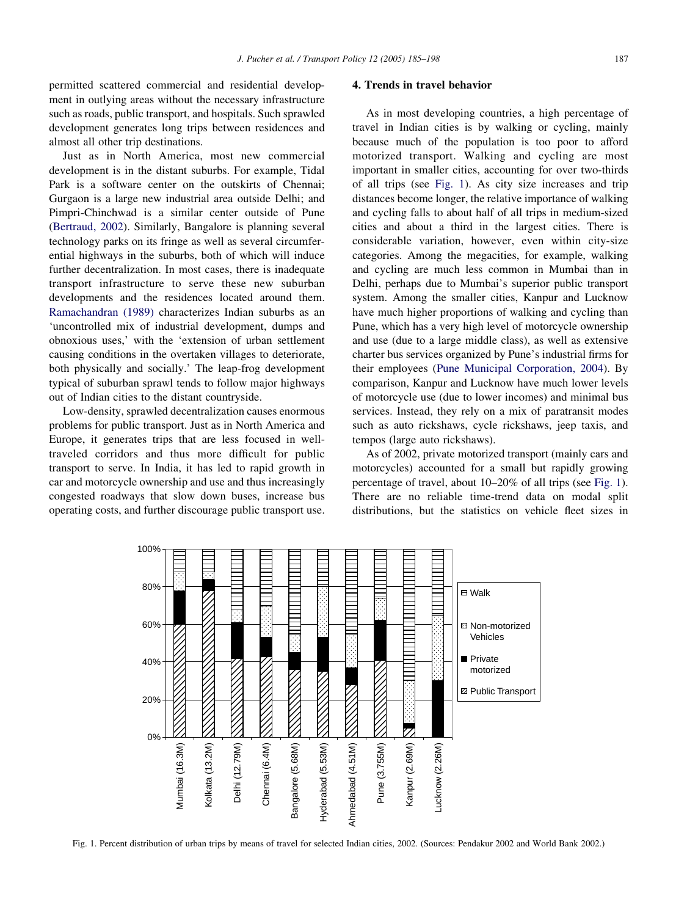permitted scattered commercial and residential development in outlying areas without the necessary infrastructure such as roads, public transport, and hospitals. Such sprawled development generates long trips between residences and almost all other trip destinations.

Just as in North America, most new commercial development is in the distant suburbs. For example, Tidal Park is a software center on the outskirts of Chennai; Gurgaon is a large new industrial area outside Delhi; and Pimpri-Chinchwad is a similar center outside of Pune (Bertraud, 2002). Similarly, Bangalore is planning several technology parks on its fringe as well as several circumferential highways in the suburbs, both of which will induce further decentralization. In most cases, there is inadequate transport infrastructure to serve these new suburban developments and the residences located around them. Ramachandran (1989) characterizes Indian suburbs as an 'uncontrolled mix of industrial development, dumps and obnoxious uses,' with the 'extension of urban settlement causing conditions in the overtaken villages to deteriorate, both physically and socially.' The leap-frog development typical of suburban sprawl tends to follow major highways out of Indian cities to the distant countryside.

Low-density, sprawled decentralization causes enormous problems for public transport. Just as in North America and Europe, it generates trips that are less focused in well-traveled corridors and thus more difficult for public transport to serve. In India, it has led to rapid growth in car and motorcycle ownership and use and thus increasingly congested roadways that slow down buses, increase bus operating costs, and further discourage public transport use.

## 4. Trends in travel behavior

As in most developing countries, a high percentage of travel in Indian cities is by walking or cycling, mainly because much of the population is too poor to afford motorized transport. Walking and cycling are most important in smaller cities, accounting for over two-thirds of all trips (see Fig. 1). As city size increases and trip distances become longer, the relative importance of walking and cycling falls to about half of all trips in medium-sized cities and about a third in the largest cities. There is considerable variation, however, even within city-size categories. Among the megacities, for example, walking and cycling are much less common in Mumbai than in Delhi, perhaps due to Mumbai's superior public transport system. Among the smaller cities, Kanpur and Lucknow have much higher proportions of walking and cycling than Pune, which has a very high level of motorcycle ownership and use (due to a large middle class), as well as extensive charter bus services organized by Pune's industrial firms for their employees (Pune Municipal Corporation, 2004). By comparison, Kanpur and Lucknow have much lower levels of motorcycle use (due to lower incomes) and minimal bus services. Instead, they rely on a mix of paratransit modes such as auto rickshaws, cycle rickshaws, jeep taxis, and tempos (large auto rickshaws).

As of 2002, private motorized transport (mainly cars and motorcycles) accounted for a small but rapidly growing percentage of travel, about 10–20% of all trips (see Fig. 1). There are no reliable time-trend data on modal split distributions, but the statistics on vehicle fleet sizes in

100%
80%
60%
40%
20%
0%

Mumbai (16.3M)
Kolkata (13.2M)
Delhi (12.79M)
Chennai (6.4M)
Bangalore (5.68M)
Hyderabad (5.53M)
Ahmedabad (4.51M)
Pune (3.755M)
Kanpur (2.69M)
Lucknow (2.26M)

Walk
Non-motorized Vehicles
Private motorized
Public Transport

Fig. 1. Percent distribution of urban trips by means of travel for selected Indian cities, 2002. (Sources: Pendakur 2002 and World Bank 2002.)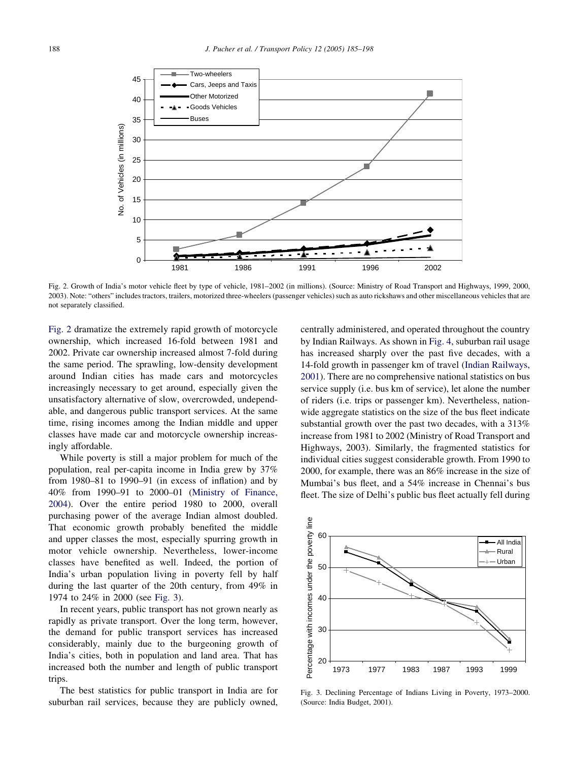Two-wheelers
Cars, Jeeps and Taxis
Other Motorized
Goods Vehicles
Buses

No. of Vehicles (in millions)

45
40
35
30
25
20
15
10
5
0

1981 1986 1991 1996 2002

Fig. 2. Growth of India's motor vehicle fleet by type of vehicle, 1981–2002 (in millions). (Source: Ministry of Road Transport and Highways, 1999, 2000, 2003). Note: "others" includes tractors, trailers, motorized three-wheelers (passenger vehicles) such as auto rickshaws and other miscellaneous vehicles that are not separately classified.

Fig. 2 dramatize the extremely rapid growth of motorcycle ownership, which increased 16-fold between 1981 and 2002. Private car ownership increased almost 7-fold during the same period. The sprawling, low-density development around Indian cities has made cars and motorcycles increasingly necessary to get around, especially given the unsatisfactory alternative of slow, overcrowded, undependable, and dangerous public transport services. At the same time, rising incomes among the Indian middle and upper classes have made car and motorcycle ownership increasingly affordable.

While poverty is still a major problem for much of the population, real per-capita income in India grew by 37% from 1980–81 to 1990–91 (in excess of inflation) and by 40% from 1990–91 to 2000–01 (Ministry of Finance, 2004). Over the entire period 1980 to 2000, overall purchasing power of the average Indian almost doubled. That economic growth probably benefited the middle and upper classes the most, especially spurring growth in motor vehicle ownership. Nevertheless, lower-income classes have benefited as well. Indeed, the portion of India's urban population living in poverty fell by half during the last quarter of the 20th century, from 49% in 1974 to 24% in 2000 (see Fig. 3).

In recent years, public transport has not grown nearly as rapidly as private transport. Over the long term, however, the demand for public transport services has increased considerably, mainly due to the burgeoning growth of India's cities, both in population and land area. That has increased both the number and length of public transport trips.

The best statistics for public transport in India are for suburban rail services, because they are publicly owned, centrally administered, and operated throughout the country by Indian Railways. As shown in Fig. 4, suburban rail usage has increased sharply over the past five decades, with a 14-fold growth in passenger km of travel (Indian Railways, 2001). There are no comprehensive national statistics on bus service supply (i.e. bus km of service), let alone the number of riders (i.e. trips or passenger km). Nevertheless, nationwide aggregate statistics on the size of the bus fleet indicate substantial growth over the past two decades, with a 313% increase from 1981 to 2002 (Ministry of Road Transport and Highways, 2003). Similarly, the fragmented statistics for individual cities suggest considerable growth. From 1990 to 2000, for example, there was an 86% increase in the size of Mumbai's bus fleet, and a 54% increase in Chennai's bus fleet. The size of Delhi's public bus fleet actually fell during

Percentage with incomes under the poverty line

60
50
40
30
20

1973 1977 1983 1987 1993 1999

All India
Rural
Urban

Fig. 3. Declining Percentage of Indians Living in Poverty, 1973–2000. (Source: India Budget, 2001).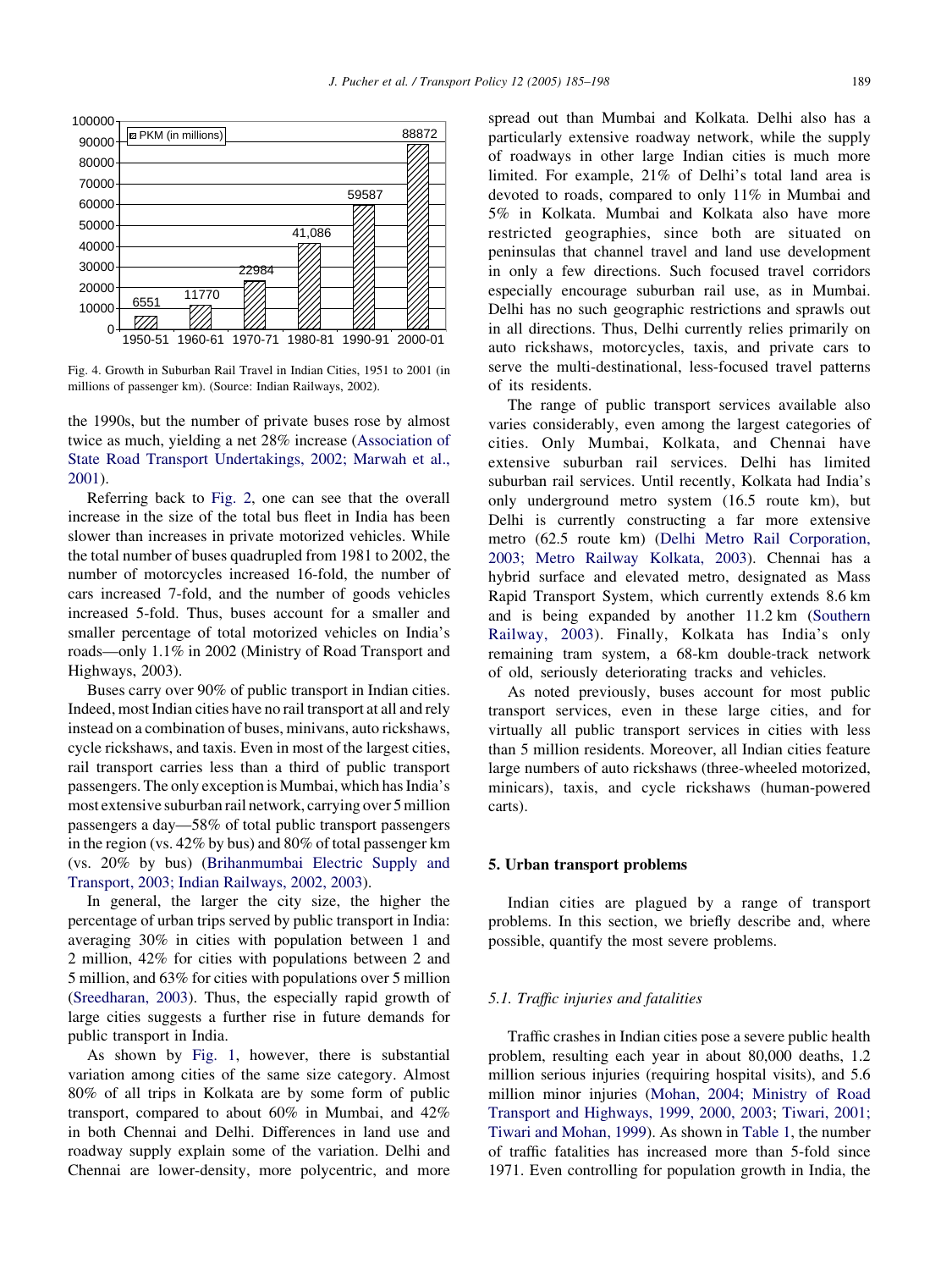100000
90000
80000
70000
60000
50000
40000
30000
20000
10000
0

PKM (in millions)

6551
11770
22984
41,086
59587
88872

1950-51 1960-61 1970-71 1980-81 1990-91 2000-01

Fig. 4. Growth in Suburban Rail Travel in Indian Cities, 1951 to 2001 (in millions of passenger km). (Source: Indian Railways, 2002).

the 1990s, but the number of private buses rose by almost twice as much, yielding a net 28% increase (Association of State Road Transport Undertakings, 2002; Marwah et al., 2001).

Referring back to Fig. 2, one can see that the overall increase in the size of the total bus fleet in India has been slower than increases in private motorized vehicles. While the total number of buses quadrupled from 1981 to 2002, the number of motorcycles increased 16-fold, the number of cars increased 7-fold, and the number of goods vehicles increased 5-fold. Thus, buses account for a smaller and smaller percentage of total motorized vehicles on India's roads—only 1.1% in 2002 (Ministry of Road Transport and Highways, 2003).

Buses carry over 90% of public transport in Indian cities. Indeed, most Indian cities have no rail transport at all and rely instead on a combination of buses, minivans, auto rickshaws, cycle rickshaws, and taxis. Even in most of the largest cities, rail transport carries less than a third of public transport passengers. The only exception is Mumbai, which has India's most extensive suburban rail network, carrying over 5 million passengers a day—58% of total public transport passengers in the region (vs. 42% by bus) and 80% of total passenger km (vs. 20% by bus) (Brihanmumbai Electric Supply and Transport, 2003; Indian Railways, 2002, 2003).

In general, the larger the city size, the higher the percentage of urban trips served by public transport in India: averaging 30% in cities with population between 1 and 2 million, 42% for cities with populations between 2 and 5 million, and 63% for cities with populations over 5 million (Sreedharan, 2003). Thus, the especially rapid growth of large cities suggests a further rise in future demands for public transport in India.

As shown by Fig. 1, however, there is substantial variation among cities of the same size category. Almost 80% of all trips in Kolkata are by some form of public transport, compared to about 60% in Mumbai, and 42% in both Chennai and Delhi. Differences in land use and roadway supply explain some of the variation. Delhi and Chennai are lower-density, more polycentric, and more spread out than Mumbai and Kolkata. Delhi also has a particularly extensive roadway network, while the supply of roadways in other large Indian cities is much more limited. For example, 21% of Delhi's total land area is devoted to roads, compared to only 11% in Mumbai and 5% in Kolkata. Mumbai and Kolkata also have more restricted geographies, since both are situated on peninsulas that channel travel and land use development in only a few directions. Such focused travel corridors especially encourage suburban rail use, as in Mumbai. Delhi has no such geographic restrictions and sprawls out in all directions. Thus, Delhi currently relies primarily on auto rickshaws, motorcycles, taxis, and private cars to serve the multi-destinational, less-focused travel patterns of its residents.

The range of public transport services available also varies considerably, even among the largest categories of cities. Only Mumbai, Kolkata, and Chennai have extensive suburban rail services. Delhi has limited suburban rail services. Until recently, Kolkata had India's only underground metro system (16.5 route km), but Delhi is currently constructing a far more extensive metro (62.5 route km) (Delhi Metro Rail Corporation, 2003; Metro Railway Kolkata, 2003). Chennai has a hybrid surface and elevated metro, designated as Mass Rapid Transport System, which currently extends 8.6 km and is being expanded by another 11.2 km (Southern Railway, 2003). Finally, Kolkata has India's only remaining tram system, a 68-km double-track network of old, seriously deteriorating tracks and vehicles.

As noted previously, buses account for most public transport services, even in these large cities, and for virtually all public transport services in cities with less than 5 million residents. Moreover, all Indian cities feature large numbers of auto rickshaws (three-wheeled motorized, minicars), taxis, and cycle rickshaws (human-powered carts).

## 5. Urban transport problems

Indian cities are plagued by a range of transport problems. In this section, we briefly describe and, where possible, quantify the most severe problems.

### *5.1. Traffic injuries and fatalities*

Traffic crashes in Indian cities pose a severe public health problem, resulting each year in about 80,000 deaths, 1.2 million serious injuries (requiring hospital visits), and 5.6 million minor injuries (Mohan, 2004; Ministry of Road Transport and Highways, 1999, 2000, 2003; Tiwari, 2001; Tiwari and Mohan, 1999). As shown in Table 1, the number of traffic fatalities has increased more than 5-fold since 1971. Even controlling for population growth in India, the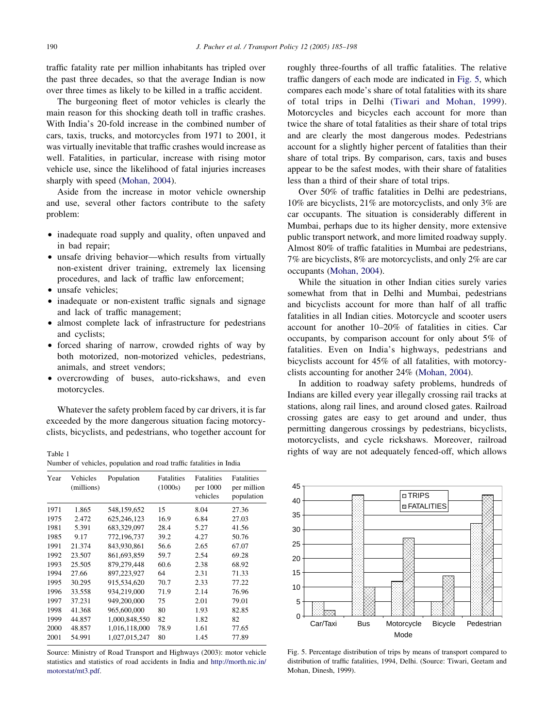traffic fatality rate per million inhabitants has tripled over the past three decades, so that the average Indian is now over three times as likely to be killed in a traffic accident.

The burgeoning fleet of motor vehicles is clearly the main reason for this shocking death toll in traffic crashes. With India's 20-fold increase in the combined number of cars, taxis, trucks, and motorcycles from 1971 to 2001, it was virtually inevitable that traffic crashes would increase as well. Fatalities, in particular, increase with rising motor vehicle use, since the likelihood of fatal injuries increases sharply with speed (Mohan, 2004).

Aside from the increase in motor vehicle ownership and use, several other factors contribute to the safety problem:

- inadequate road supply and quality, often unpaved and in bad repair;
- unsafe driving behavior—which results from virtually non-existent driver training, extremely lax licensing procedures, and lack of traffic law enforcement;
- unsafe vehicles;
- inadequate or non-existent traffic signals and signage and lack of traffic management;
- almost complete lack of infrastructure for pedestrians and cyclists;
- forced sharing of narrow, crowded rights of way by both motorized, non-motorized vehicles, pedestrians, animals, and street vendors;
- overcrowding of buses, auto-rickshaws, and even motorcycles.

Whatever the safety problem faced by car drivers, it is far exceeded by the more dangerous situation facing motorcyclists, bicyclists, and pedestrians, who together account for roughly three-fourths of all traffic fatalities. The relative traffic dangers of each mode are indicated in Fig. 5, which compares each mode's share of total fatalities with its share of total trips in Delhi (Tiwari and Mohan, 1999). Motorcycles and bicycles each account for more than twice the share of total fatalities as their share of total trips and are clearly the most dangerous modes. Pedestrians account for a slightly higher percent of fatalities than their share of total trips. By comparison, cars, taxis and buses appear to be the safest modes, with their share of fatalities less than a third of their share of total trips.

Table 1
Number of vehicles, population and road traffic fatalities in India

| Year | Vehicles (millions) | Population | Fatalities (1000s) | Fatalities per 1000 vehicles | Fatalities per million population |
|---|---|---|---|---|---|
| 1971 | 1.865 | 548,159,652 | 15 | 8.04 | 27.36 |
| 1975 | 2.472 | 625,246,123 | 16.9 | 6.84 | 27.03 |
| 1981 | 5.391 | 683,329,097 | 28.4 | 5.27 | 41.56 |
| 1985 | 9.17 | 772,196,737 | 39.2 | 4.27 | 50.76 |
| 1991 | 21.374 | 843,930,861 | 56.6 | 2.65 | 67.07 |
| 1992 | 23.507 | 861,693,859 | 59.7 | 2.54 | 69.28 |
| 1993 | 25.505 | 879,279,448 | 60.6 | 2.38 | 68.92 |
| 1994 | 27.66 | 897,223,927 | 64 | 2.31 | 71.33 |
| 1995 | 30.295 | 915,534,620 | 70.7 | 2.33 | 77.22 |
| 1996 | 33.558 | 934,219,000 | 71.9 | 2.14 | 76.96 |
| 1997 | 37.231 | 949,200,000 | 75 | 2.01 | 79.01 |
| 1998 | 41.368 | 965,600,000 | 80 | 1.93 | 82.85 |
| 1999 | 44.857 | 1,000,848,550 | 82 | 1.82 | 82 |
| 2000 | 48.857 | 1,016,118,000 | 78.9 | 1.61 | 77.65 |
| 2001 | 54.991 | 1,027,015,247 | 80 | 1.45 | 77.89 |

Source: Ministry of Road Transport and Highways (2003): motor vehicle statistics and statistics of road accidents in India and http://morth.nic.in/motorstat/mt3.pdf.

Over 50% of traffic fatalities in Delhi are pedestrians, 10% are bicyclists, 21% are motorcyclists, and only 3% are car occupants. The situation is considerably different in Mumbai, perhaps due to its higher density, more extensive public transport network, and more limited roadway supply. Almost 80% of traffic fatalities in Mumbai are pedestrians, 7% are bicyclists, 8% are motorcyclists, and only 2% are car occupants (Mohan, 2004).

While the situation in other Indian cities surely varies somewhat from that in Delhi and Mumbai, pedestrians and bicyclists account for more than half of all traffic fatalities in all Indian cities. Motorcycle and scooter users account for another 10–20% of fatalities in cities. Car occupants, by comparison account for only about 5% of fatalities. Even on India's highways, pedestrians and bicyclists account for 45% of all fatalities, with motorcyclists accounting for another 24% (Mohan, 2004).

In addition to roadway safety problems, hundreds of Indians are killed every year illegally crossing rail tracks at stations, along rail lines, and around closed gates. Railroad crossing gates are easy to get around and under, thus permitting dangerous crossings by pedestrians, bicyclists, motorcyclists, and cycle rickshaws. Moreover, railroad rights of way are not adequately fenced-off, which allows

Fig. 5. Percentage distribution of trips by means of transport compared to distribution of traffic fatalities, 1994, Delhi. (Source: Tiwari, Geetam and Mohan, Dinesh, 1999).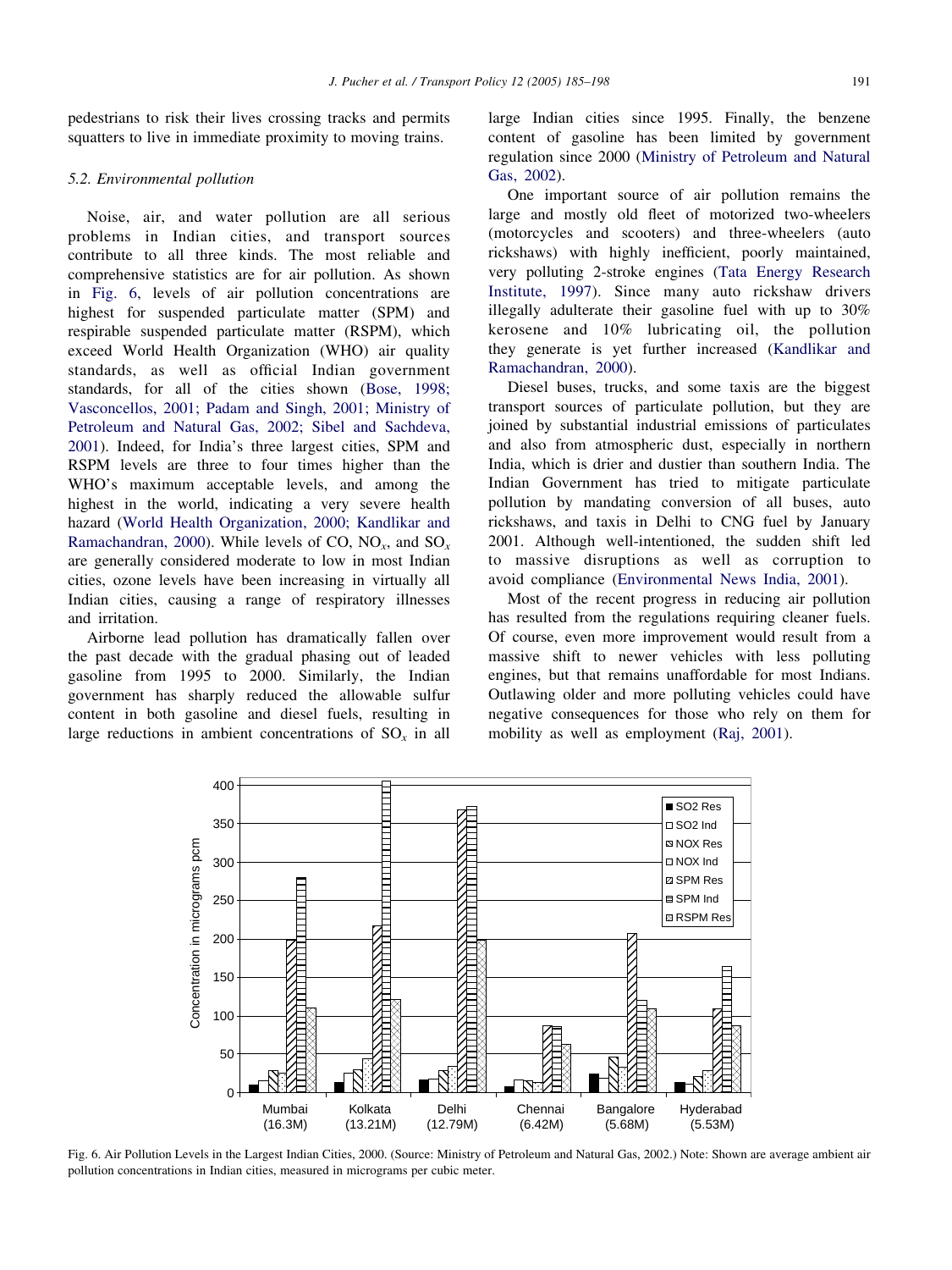pedestrians to risk their lives crossing tracks and permits squatters to live in immediate proximity to moving trains.

### 5.2. Environmental pollution

Noise, air, and water pollution are all serious problems in Indian cities, and transport sources contribute to all three kinds. The most reliable and comprehensive statistics are for air pollution. As shown in Fig. 6, levels of air pollution concentrations are highest for suspended particulate matter (SPM) and respirable suspended particulate matter (RSPM), which exceed World Health Organization (WHO) air quality standards, as well as official Indian government standards, for all of the cities shown (Bose, 1998; Vasconcellos, 2001; Padam and Singh, 2001; Ministry of Petroleum and Natural Gas, 2002; Sibel and Sachdeva, 2001). Indeed, for India's three largest cities, SPM and RSPM levels are three to four times higher than the WHO's maximum acceptable levels, and among the highest in the world, indicating a very severe health hazard (World Health Organization, 2000; Kandlikar and Ramachandran, 2000). While levels of CO, $NO_x$, and $SO_x$ are generally considered moderate to low in most Indian cities, ozone levels have been increasing in virtually all Indian cities, causing a range of respiratory illnesses and irritation.

Airborne lead pollution has dramatically fallen over the past decade with the gradual phasing out of leaded gasoline from 1995 to 2000. Similarly, the Indian government has sharply reduced the allowable sulfur content in both gasoline and diesel fuels, resulting in large reductions in ambient concentrations of $SO_x$ in all large Indian cities since 1995. Finally, the benzene content of gasoline has been limited by government regulation since 2000 (Ministry of Petroleum and Natural Gas, 2002).

One important source of air pollution remains the large and mostly old fleet of motorized two-wheelers (motorcycles and scooters) and three-wheelers (auto rickshaws) with highly inefficient, poorly maintained, very polluting 2-stroke engines (Tata Energy Research Institute, 1997). Since many auto rickshaw drivers illegally adulterate their gasoline fuel with up to 30% kerosene and 10% lubricating oil, the pollution they generate is yet further increased (Kandlikar and Ramachandran, 2000).

Diesel buses, trucks, and some taxis are the biggest transport sources of particulate pollution, but they are joined by substantial industrial emissions of particulates and also from atmospheric dust, especially in northern India, which is drier and dustier than southern India. The Indian Government has tried to mitigate particulate pollution by mandating conversion of all buses, auto rickshaws, and taxis in Delhi to CNG fuel by January 2001. Although well-intentioned, the sudden shift led to massive disruptions as well as corruption to avoid compliance (Environmental News India, 2001).

Most of the recent progress in reducing air pollution has resulted from the regulations requiring cleaner fuels. Of course, even more improvement would result from a massive shift to newer vehicles with less polluting engines, but that remains unaffordable for most Indians. Outlawing older and more polluting vehicles could have negative consequences for those who rely on them for mobility as well as employment (Raj, 2001).

Concentration in micrograms pcm

0
50
100
150
200
250
300
350
400

SO2 Res
SO2 Ind
NOX Res
NOX Ind
SPM Res
SPM Ind
RSPM Res

Mumbai (16.3M)
Kolkata (13.21M)
Delhi (12.79M)
Chennai (6.42M)
Bangalore (5.68M)
Hyderabad (5.53M)

Fig. 6. Air Pollution Levels in the Largest Indian Cities, 2000. (Source: Ministry of Petroleum and Natural Gas, 2002.) Note: Shown are average ambient air pollution concentrations in Indian cities, measured in micrograms per cubic meter.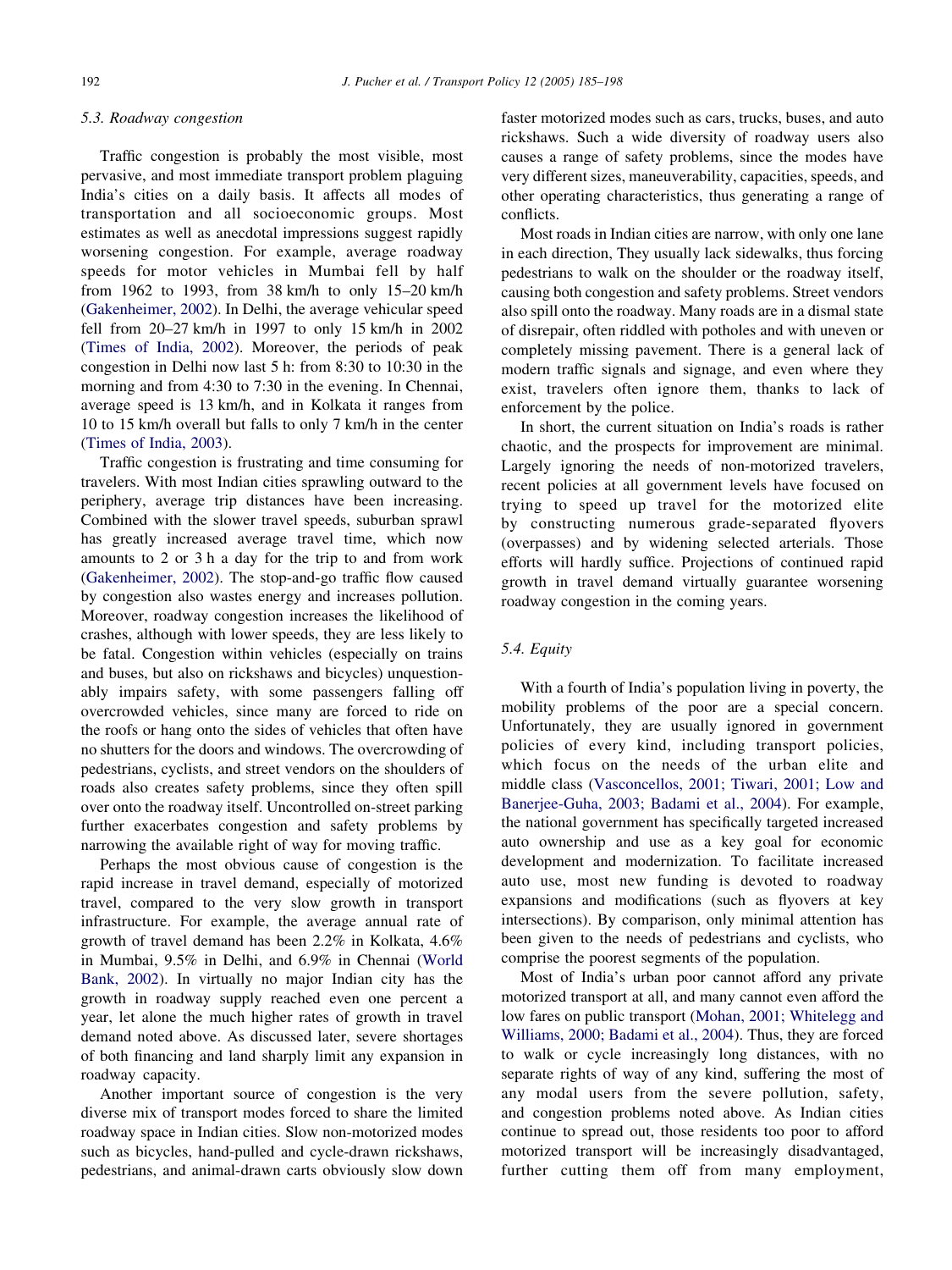### 5.3. Roadway congestion

Traffic congestion is probably the most visible, most pervasive, and most immediate transport problem plaguing India's cities on a daily basis. It affects all modes of transportation and all socioeconomic groups. Most estimates as well as anecdotal impressions suggest rapidly worsening congestion. For example, average roadway speeds for motor vehicles in Mumbai fell by half from 1962 to 1993, from 38 km/h to only 15–20 km/h (Gakenheimer, 2002). In Delhi, the average vehicular speed fell from 20–27 km/h in 1997 to only 15 km/h in 2002 (Times of India, 2002). Moreover, the periods of peak congestion in Delhi now last 5 h: from 8:30 to 10:30 in the morning and from 4:30 to 7:30 in the evening. In Chennai, average speed is 13 km/h, and in Kolkata it ranges from 10 to 15 km/h overall but falls to only 7 km/h in the center (Times of India, 2003).

Traffic congestion is frustrating and time consuming for travelers. With most Indian cities sprawling outward to the periphery, average trip distances have been increasing. Combined with the slower travel speeds, suburban sprawl has greatly increased average travel time, which now amounts to 2 or 3 h a day for the trip to and from work (Gakenheimer, 2002). The stop-and-go traffic flow caused by congestion also wastes energy and increases pollution. Moreover, roadway congestion increases the likelihood of crashes, although with lower speeds, they are less likely to be fatal. Congestion within vehicles (especially on trains and buses, but also on rickshaws and bicycles) unquestionably impairs safety, with some passengers falling off overcrowded vehicles, since many are forced to ride on the roofs or hang onto the sides of vehicles that often have no shutters for the doors and windows. The overcrowding of pedestrians, cyclists, and street vendors on the shoulders of roads also creates safety problems, since they often spill over onto the roadway itself. Uncontrolled on-street parking further exacerbates congestion and safety problems by narrowing the available right of way for moving traffic.

Perhaps the most obvious cause of congestion is the rapid increase in travel demand, especially of motorized travel, compared to the very slow growth in transport infrastructure. For example, the average annual rate of growth of travel demand has been 2.2% in Kolkata, 4.6% in Mumbai, 9.5% in Delhi, and 6.9% in Chennai (World Bank, 2002). In virtually no major Indian city has the growth in roadway supply reached even one percent a year, let alone the much higher rates of growth in travel demand noted above. As discussed later, severe shortages of both financing and land sharply limit any expansion in roadway capacity.

Another important source of congestion is the very diverse mix of transport modes forced to share the limited roadway space in Indian cities. Slow non-motorized modes such as bicycles, hand-pulled and cycle-drawn rickshaws, pedestrians, and animal-drawn carts obviously slow down faster motorized modes such as cars, trucks, buses, and auto rickshaws. Such a wide diversity of roadway users also causes a range of safety problems, since the modes have very different sizes, maneuverability, capacities, speeds, and other operating characteristics, thus generating a range of conflicts.

Most roads in Indian cities are narrow, with only one lane in each direction, They usually lack sidewalks, thus forcing pedestrians to walk on the shoulder or the roadway itself, causing both congestion and safety problems. Street vendors also spill onto the roadway. Many roads are in a dismal state of disrepair, often riddled with potholes and with uneven or completely missing pavement. There is a general lack of modern traffic signals and signage, and even where they exist, travelers often ignore them, thanks to lack of enforcement by the police.

In short, the current situation on India's roads is rather chaotic, and the prospects for improvement are minimal. Largely ignoring the needs of non-motorized travelers, recent policies at all government levels have focused on trying to speed up travel for the motorized elite by constructing numerous grade-separated flyovers (overpasses) and by widening selected arterials. Those efforts will hardly suffice. Projections of continued rapid growth in travel demand virtually guarantee worsening roadway congestion in the coming years.

### 5.4. Equity

With a fourth of India's population living in poverty, the mobility problems of the poor are a special concern. Unfortunately, they are usually ignored in government policies of every kind, including transport policies, which focus on the needs of the urban elite and middle class (Vasconcellos, 2001; Tiwari, 2001; Low and Banerjee-Guha, 2003; Badami et al., 2004). For example, the national government has specifically targeted increased auto ownership and use as a key goal for economic development and modernization. To facilitate increased auto use, most new funding is devoted to roadway expansions and modifications (such as flyovers at key intersections). By comparison, only minimal attention has been given to the needs of pedestrians and cyclists, who comprise the poorest segments of the population.

Most of India's urban poor cannot afford any private motorized transport at all, and many cannot even afford the low fares on public transport (Mohan, 2001; Whitelegg and Williams, 2000; Badami et al., 2004). Thus, they are forced to walk or cycle increasingly long distances, with no separate rights of way of any kind, suffering the most of any modal users from the severe pollution, safety, and congestion problems noted above. As Indian cities continue to spread out, those residents too poor to afford motorized transport will be increasingly disadvantaged, further cutting them off from many employment,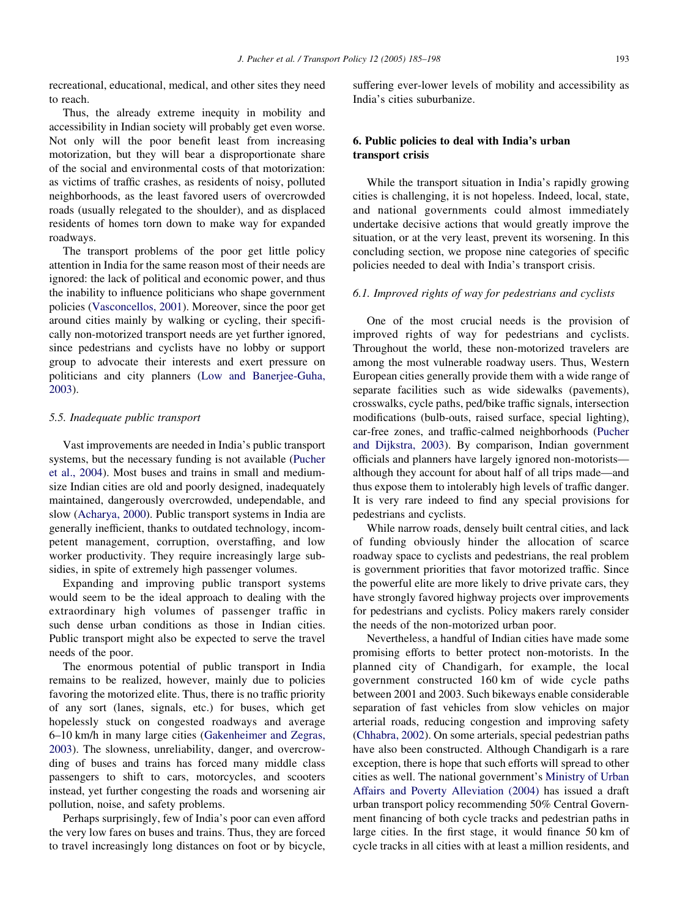recreational, educational, medical, and other sites they need to reach.

Thus, the already extreme inequity in mobility and accessibility in Indian society will probably get even worse. Not only will the poor benefit least from increasing motorization, but they will bear a disproportionate share of the social and environmental costs of that motorization: as victims of traffic crashes, as residents of noisy, polluted neighborhoods, as the least favored users of overcrowded roads (usually relegated to the shoulder), and as displaced residents of homes torn down to make way for expanded roadways.

The transport problems of the poor get little policy attention in India for the same reason most of their needs are ignored: the lack of political and economic power, and thus the inability to influence politicians who shape government policies (Vasconcellos, 2001). Moreover, since the poor get around cities mainly by walking or cycling, their specifically non-motorized transport needs are yet further ignored, since pedestrians and cyclists have no lobby or support group to advocate their interests and exert pressure on politicians and city planners (Low and Banerjee-Guha, 2003).

### 5.5. Inadequate public transport

Vast improvements are needed in India's public transport systems, but the necessary funding is not available (Pucher et al., 2004). Most buses and trains in small and medium-size Indian cities are old and poorly designed, inadequately maintained, dangerously overcrowded, undependable, and slow (Acharya, 2000). Public transport systems in India are generally inefficient, thanks to outdated technology, incompetent management, corruption, overstaffing, and low worker productivity. They require increasingly large subsidies, in spite of extremely high passenger volumes.

Expanding and improving public transport systems would seem to be the ideal approach to dealing with the extraordinary high volumes of passenger traffic in such dense urban conditions as those in Indian cities. Public transport might also be expected to serve the travel needs of the poor.

The enormous potential of public transport in India remains to be realized, however, mainly due to policies favoring the motorized elite. Thus, there is no traffic priority of any sort (lanes, signals, etc.) for buses, which get hopelessly stuck on congested roadways and average 6–10 km/h in many large cities (Gakenheimer and Zegras, 2003). The slowness, unreliability, danger, and overcrowding of buses and trains has forced many middle class passengers to shift to cars, motorcycles, and scooters instead, yet further congesting the roads and worsening air pollution, noise, and safety problems.

Perhaps surprisingly, few of India's poor can even afford the very low fares on buses and trains. Thus, they are forced to travel increasingly long distances on foot or by bicycle, suffering ever-lower levels of mobility and accessibility as India's cities suburbanize.

## 6. Public policies to deal with India's urban transport crisis

While the transport situation in India's rapidly growing cities is challenging, it is not hopeless. Indeed, local, state, and national governments could almost immediately undertake decisive actions that would greatly improve the situation, or at the very least, prevent its worsening. In this concluding section, we propose nine categories of specific policies needed to deal with India's transport crisis.

### 6.1. Improved rights of way for pedestrians and cyclists

One of the most crucial needs is the provision of improved rights of way for pedestrians and cyclists. Throughout the world, these non-motorized travelers are among the most vulnerable roadway users. Thus, Western European cities generally provide them with a wide range of separate facilities such as wide sidewalks (pavements), crosswalks, cycle paths, ped/bike traffic signals, intersection modifications (bulb-outs, raised surface, special lighting), car-free zones, and traffic-calmed neighborhoods (Pucher and Dijkstra, 2003). By comparison, Indian government officials and planners have largely ignored non-motorists—although they account for about half of all trips made—and thus expose them to intolerably high levels of traffic danger. It is very rare indeed to find any special provisions for pedestrians and cyclists.

While narrow roads, densely built central cities, and lack of funding obviously hinder the allocation of scarce roadway space to cyclists and pedestrians, the real problem is government priorities that favor motorized traffic. Since the powerful elite are more likely to drive private cars, they have strongly favored highway projects over improvements for pedestrians and cyclists. Policy makers rarely consider the needs of the non-motorized urban poor.

Nevertheless, a handful of Indian cities have made some promising efforts to better protect non-motorists. In the planned city of Chandigarh, for example, the local government constructed 160 km of wide cycle paths between 2001 and 2003. Such bikeways enable considerable separation of fast vehicles from slow vehicles on major arterial roads, reducing congestion and improving safety (Chhabra, 2002). On some arterials, special pedestrian paths have also been constructed. Although Chandigarh is a rare exception, there is hope that such efforts will spread to other cities as well. The national government's Ministry of Urban Affairs and Poverty Alleviation (2004) has issued a draft urban transport policy recommending 50% Central Government financing of both cycle tracks and pedestrian paths in large cities. In the first stage, it would finance 50 km of cycle tracks in all cities with at least a million residents, and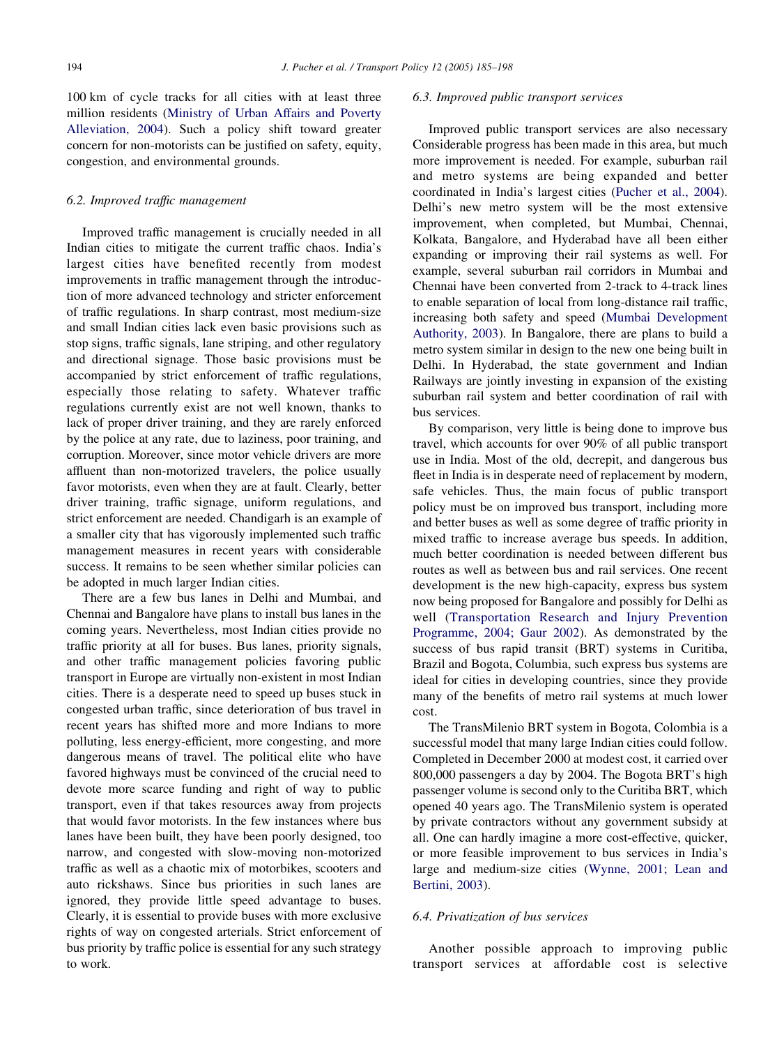100 km of cycle tracks for all cities with at least three million residents (Ministry of Urban Affairs and Poverty Alleviation, 2004). Such a policy shift toward greater concern for non-motorists can be justified on safety, equity, congestion, and environmental grounds.

### 6.2. Improved traffic management

Improved traffic management is crucially needed in all Indian cities to mitigate the current traffic chaos. India's largest cities have benefited recently from modest improvements in traffic management through the introduction of more advanced technology and stricter enforcement of traffic regulations. In sharp contrast, most medium-size and small Indian cities lack even basic provisions such as stop signs, traffic signals, lane striping, and other regulatory and directional signage. Those basic provisions must be accompanied by strict enforcement of traffic regulations, especially those relating to safety. Whatever traffic regulations currently exist are not well known, thanks to lack of proper driver training, and they are rarely enforced by the police at any rate, due to laziness, poor training, and corruption. Moreover, since motor vehicle drivers are more affluent than non-motorized travelers, the police usually favor motorists, even when they are at fault. Clearly, better driver training, traffic signage, uniform regulations, and strict enforcement are needed. Chandigarh is an example of a smaller city that has vigorously implemented such traffic management measures in recent years with considerable success. It remains to be seen whether similar policies can be adopted in much larger Indian cities.

There are a few bus lanes in Delhi and Mumbai, and Chennai and Bangalore have plans to install bus lanes in the coming years. Nevertheless, most Indian cities provide no traffic priority at all for buses. Bus lanes, priority signals, and other traffic management policies favoring public transport in Europe are virtually non-existent in most Indian cities. There is a desperate need to speed up buses stuck in congested urban traffic, since deterioration of bus travel in recent years has shifted more and more Indians to more polluting, less energy-efficient, more congesting, and more dangerous means of travel. The political elite who have favored highways must be convinced of the crucial need to devote more scarce funding and right of way to public transport, even if that takes resources away from projects that would favor motorists. In the few instances where bus lanes have been built, they have been poorly designed, too narrow, and congested with slow-moving non-motorized traffic as well as a chaotic mix of motorbikes, scooters and auto rickshaws. Since bus priorities in such lanes are ignored, they provide little speed advantage to buses. Clearly, it is essential to provide buses with more exclusive rights of way on congested arterials. Strict enforcement of bus priority by traffic police is essential for any such strategy to work.

### 6.3. Improved public transport services

Improved public transport services are also necessary Considerable progress has been made in this area, but much more improvement is needed. For example, suburban rail and metro systems are being expanded and better coordinated in India's largest cities (Pucher et al., 2004). Delhi's new metro system will be the most extensive improvement, when completed, but Mumbai, Chennai, Kolkata, Bangalore, and Hyderabad have all been either expanding or improving their rail systems as well. For example, several suburban rail corridors in Mumbai and Chennai have been converted from 2-track to 4-track lines to enable separation of local from long-distance rail traffic, increasing both safety and speed (Mumbai Development Authority, 2003). In Bangalore, there are plans to build a metro system similar in design to the new one being built in Delhi. In Hyderabad, the state government and Indian Railways are jointly investing in expansion of the existing suburban rail system and better coordination of rail with bus services.

By comparison, very little is being done to improve bus travel, which accounts for over 90% of all public transport use in India. Most of the old, decrepit, and dangerous bus fleet in India is in desperate need of replacement by modern, safe vehicles. Thus, the main focus of public transport policy must be on improved bus transport, including more and better buses as well as some degree of traffic priority in mixed traffic to increase average bus speeds. In addition, much better coordination is needed between different bus routes as well as between bus and rail services. One recent development is the new high-capacity, express bus system now being proposed for Bangalore and possibly for Delhi as well (Transportation Research and Injury Prevention Programme, 2004; Gaur 2002). As demonstrated by the success of bus rapid transit (BRT) systems in Curitiba, Brazil and Bogota, Columbia, such express bus systems are ideal for cities in developing countries, since they provide many of the benefits of metro rail systems at much lower cost.

The TransMilenio BRT system in Bogota, Colombia is a successful model that many large Indian cities could follow. Completed in December 2000 at modest cost, it carried over 800,000 passengers a day by 2004. The Bogota BRT's high passenger volume is second only to the Curitiba BRT, which opened 40 years ago. The TransMilenio system is operated by private contractors without any government subsidy at all. One can hardly imagine a more cost-effective, quicker, or more feasible improvement to bus services in India's large and medium-size cities (Wynne, 2001; Lean and Bertini, 2003).

### 6.4. Privatization of bus services

Another possible approach to improving public transport services at affordable cost is selective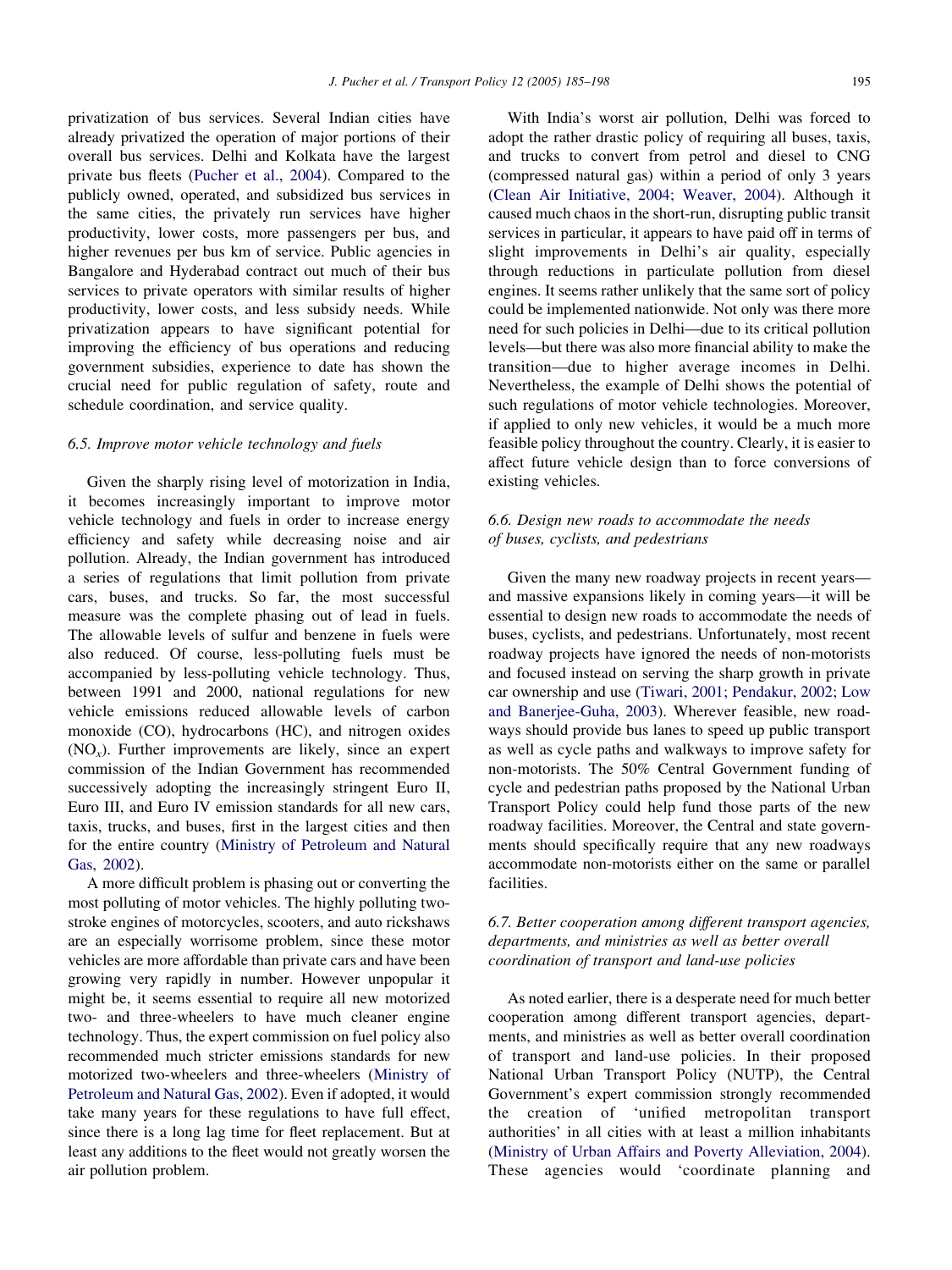privatization of bus services. Several Indian cities have already privatized the operation of major portions of their overall bus services. Delhi and Kolkata have the largest private bus fleets (Pucher et al., 2004). Compared to the publicly owned, operated, and subsidized bus services in the same cities, the privately run services have higher productivity, lower costs, more passengers per bus, and higher revenues per bus km of service. Public agencies in Bangalore and Hyderabad contract out much of their bus services to private operators with similar results of higher productivity, lower costs, and less subsidy needs. While privatization appears to have significant potential for improving the efficiency of bus operations and reducing government subsidies, experience to date has shown the crucial need for public regulation of safety, route and schedule coordination, and service quality.

### 6.5. Improve motor vehicle technology and fuels

Given the sharply rising level of motorization in India, it becomes increasingly important to improve motor vehicle technology and fuels in order to increase energy efficiency and safety while decreasing noise and air pollution. Already, the Indian government has introduced a series of regulations that limit pollution from private cars, buses, and trucks. So far, the most successful measure was the complete phasing out of lead in fuels. The allowable levels of sulfur and benzene in fuels were also reduced. Of course, less-polluting fuels must be accompanied by less-polluting vehicle technology. Thus, between 1991 and 2000, national regulations for new vehicle emissions reduced allowable levels of carbon monoxide (CO), hydrocarbons (HC), and nitrogen oxides ($NO_x$). Further improvements are likely, since an expert commission of the Indian Government has recommended successively adopting the increasingly stringent Euro II, Euro III, and Euro IV emission standards for all new cars, taxis, trucks, and buses, first in the largest cities and then for the entire country (Ministry of Petroleum and Natural Gas, 2002).

A more difficult problem is phasing out or converting the most polluting of motor vehicles. The highly polluting two-stroke engines of motorcycles, scooters, and auto rickshaws are an especially worrisome problem, since these motor vehicles are more affordable than private cars and have been growing very rapidly in number. However unpopular it might be, it seems essential to require all new motorized two- and three-wheelers to have much cleaner engine technology. Thus, the expert commission on fuel policy also recommended much stricter emissions standards for new motorized two-wheelers and three-wheelers (Ministry of Petroleum and Natural Gas, 2002). Even if adopted, it would take many years for these regulations to have full effect, since there is a long lag time for fleet replacement. But at least any additions to the fleet would not greatly worsen the air pollution problem.

With India's worst air pollution, Delhi was forced to adopt the rather drastic policy of requiring all buses, taxis, and trucks to convert from petrol and diesel to CNG (compressed natural gas) within a period of only 3 years (Clean Air Initiative, 2004; Weaver, 2004). Although it caused much chaos in the short-run, disrupting public transit services in particular, it appears to have paid off in terms of slight improvements in Delhi's air quality, especially through reductions in particulate pollution from diesel engines. It seems rather unlikely that the same sort of policy could be implemented nationwide. Not only was there more need for such policies in Delhi—due to its critical pollution levels—but there was also more financial ability to make the transition—due to higher average incomes in Delhi. Nevertheless, the example of Delhi shows the potential of such regulations of motor vehicle technologies. Moreover, if applied to only new vehicles, it would be a much more feasible policy throughout the country. Clearly, it is easier to affect future vehicle design than to force conversions of existing vehicles.

### 6.6. Design new roads to accommodate the needs of buses, cyclists, and pedestrians

Given the many new roadway projects in recent years—and massive expansions likely in coming years—it will be essential to design new roads to accommodate the needs of buses, cyclists, and pedestrians. Unfortunately, most recent roadway projects have ignored the needs of non-motorists and focused instead on serving the sharp growth in private car ownership and use (Tiwari, 2001; Pendakur, 2002; Low and Banerjee-Guha, 2003). Wherever feasible, new roadways should provide bus lanes to speed up public transport as well as cycle paths and walkways to improve safety for non-motorists. The 50% Central Government funding of cycle and pedestrian paths proposed by the National Urban Transport Policy could help fund those parts of the new roadway facilities. Moreover, the Central and state governments should specifically require that any new roadways accommodate non-motorists either on the same or parallel facilities.

### 6.7. Better cooperation among different transport agencies, departments, and ministries as well as better overall coordination of transport and land-use policies

As noted earlier, there is a desperate need for much better cooperation among different transport agencies, departments, and ministries as well as better overall coordination of transport and land-use policies. In their proposed National Urban Transport Policy (NUTP), the Central Government's expert commission strongly recommended the creation of 'unified metropolitan transport authorities' in all cities with at least a million inhabitants (Ministry of Urban Affairs and Poverty Alleviation, 2004). These agencies would 'coordinate planning and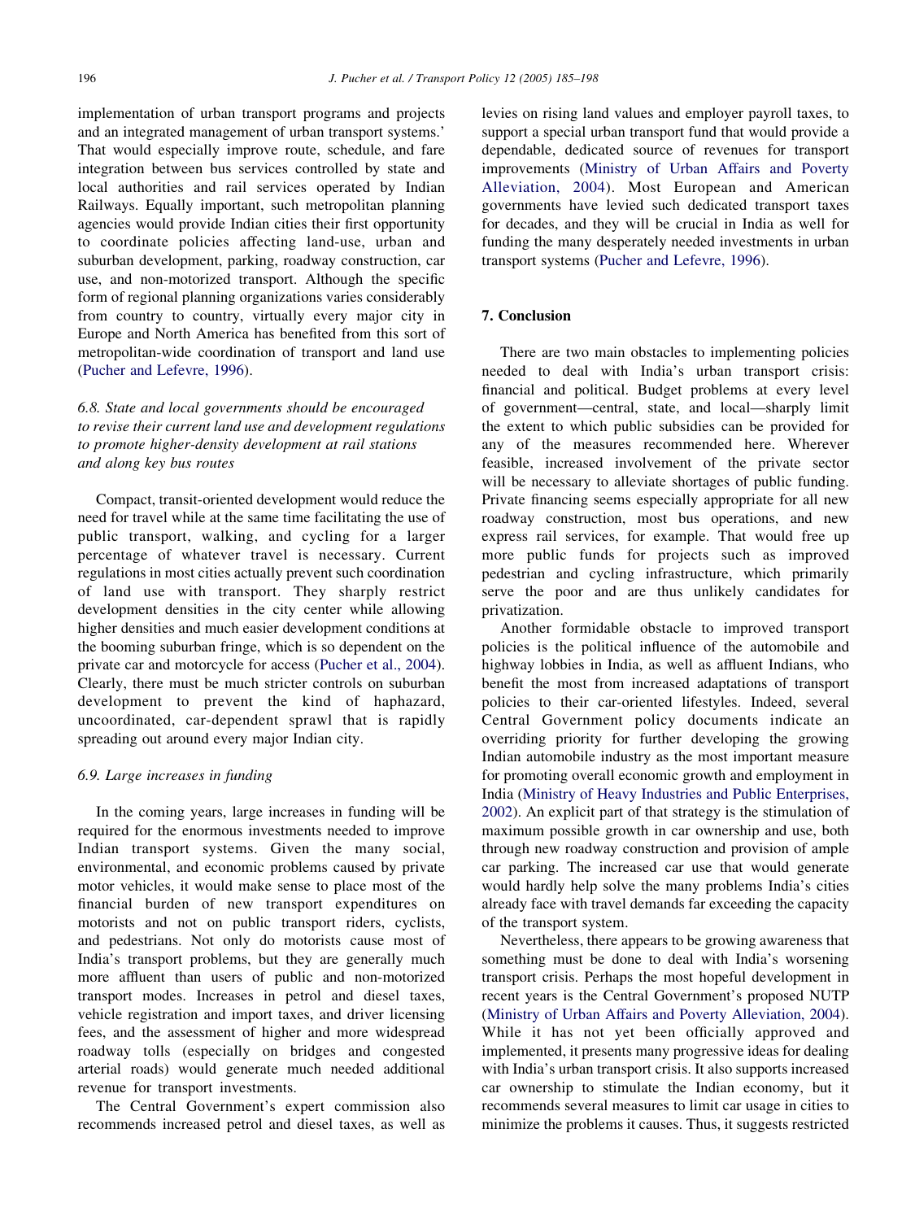implementation of urban transport programs and projects and an integrated management of urban transport systems.' That would especially improve route, schedule, and fare integration between bus services controlled by state and local authorities and rail services operated by Indian Railways. Equally important, such metropolitan planning agencies would provide Indian cities their first opportunity to coordinate policies affecting land-use, urban and suburban development, parking, roadway construction, car use, and non-motorized transport. Although the specific form of regional planning organizations varies considerably from country to country, virtually every major city in Europe and North America has benefited from this sort of metropolitan-wide coordination of transport and land use (Pucher and Lefevre, 1996).

### 6.8. State and local governments should be encouraged to revise their current land use and development regulations to promote higher-density development at rail stations and along key bus routes

Compact, transit-oriented development would reduce the need for travel while at the same time facilitating the use of public transport, walking, and cycling for a larger percentage of whatever travel is necessary. Current regulations in most cities actually prevent such coordination of land use with transport. They sharply restrict development densities in the city center while allowing higher densities and much easier development conditions at the booming suburban fringe, which is so dependent on the private car and motorcycle for access (Pucher et al., 2004). Clearly, there must be much stricter controls on suburban development to prevent the kind of haphazard, uncoordinated, car-dependent sprawl that is rapidly spreading out around every major Indian city.

### 6.9. Large increases in funding

In the coming years, large increases in funding will be required for the enormous investments needed to improve Indian transport systems. Given the many social, environmental, and economic problems caused by private motor vehicles, it would make sense to place most of the financial burden of new transport expenditures on motorists and not on public transport riders, cyclists, and pedestrians. Not only do motorists cause most of India's transport problems, but they are generally much more affluent than users of public and non-motorized transport modes. Increases in petrol and diesel taxes, vehicle registration and import taxes, and driver licensing fees, and the assessment of higher and more widespread roadway tolls (especially on bridges and congested arterial roads) would generate much needed additional revenue for transport investments.

The Central Government's expert commission also recommends increased petrol and diesel taxes, as well as levies on rising land values and employer payroll taxes, to support a special urban transport fund that would provide a dependable, dedicated source of revenues for transport improvements (Ministry of Urban Affairs and Poverty Alleviation, 2004). Most European and American governments have levied such dedicated transport taxes for decades, and they will be crucial in India as well for funding the many desperately needed investments in urban transport systems (Pucher and Lefevre, 1996).

## 7. Conclusion

There are two main obstacles to implementing policies needed to deal with India's urban transport crisis: financial and political. Budget problems at every level of government—central, state, and local—sharply limit the extent to which public subsidies can be provided for any of the measures recommended here. Wherever feasible, increased involvement of the private sector will be necessary to alleviate shortages of public funding. Private financing seems especially appropriate for all new roadway construction, most bus operations, and new express rail services, for example. That would free up more public funds for projects such as improved pedestrian and cycling infrastructure, which primarily serve the poor and are thus unlikely candidates for privatization.

Another formidable obstacle to improved transport policies is the political influence of the automobile and highway lobbies in India, as well as affluent Indians, who benefit the most from increased adaptations of transport policies to their car-oriented lifestyles. Indeed, several Central Government policy documents indicate an overriding priority for further developing the growing Indian automobile industry as the most important measure for promoting overall economic growth and employment in India (Ministry of Heavy Industries and Public Enterprises, 2002). An explicit part of that strategy is the stimulation of maximum possible growth in car ownership and use, both through new roadway construction and provision of ample car parking. The increased car use that would generate would hardly help solve the many problems India's cities already face with travel demands far exceeding the capacity of the transport system.

Nevertheless, there appears to be growing awareness that something must be done to deal with India's worsening transport crisis. Perhaps the most hopeful development in recent years is the Central Government's proposed NUTP (Ministry of Urban Affairs and Poverty Alleviation, 2004). While it has not yet been officially approved and implemented, it presents many progressive ideas for dealing with India's urban transport crisis. It also supports increased car ownership to stimulate the Indian economy, but it recommends several measures to limit car usage in cities to minimize the problems it causes. Thus, it suggests restricted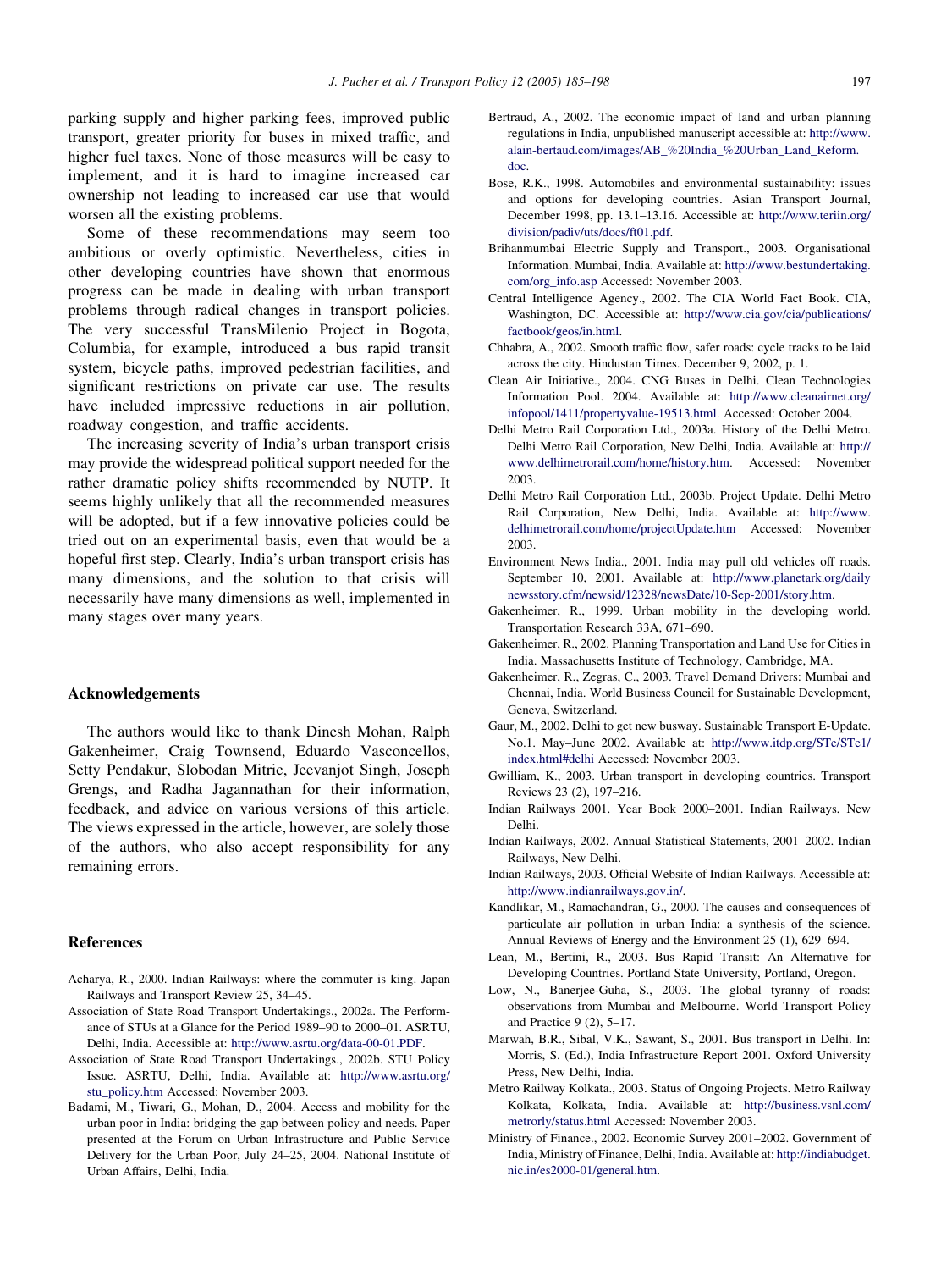parking supply and higher parking fees, improved public transport, greater priority for buses in mixed traffic, and higher fuel taxes. None of those measures will be easy to implement, and it is hard to imagine increased car ownership not leading to increased car use that would worsen all the existing problems.

Some of these recommendations may seem too ambitious or overly optimistic. Nevertheless, cities in other developing countries have shown that enormous progress can be made in dealing with urban transport problems through radical changes in transport policies. The very successful TransMilenio Project in Bogota, Columbia, for example, introduced a bus rapid transit system, bicycle paths, improved pedestrian facilities, and significant restrictions on private car use. The results have included impressive reductions in air pollution, roadway congestion, and traffic accidents.

The increasing severity of India's urban transport crisis may provide the widespread political support needed for the rather dramatic policy shifts recommended by NUTP. It seems highly unlikely that all the recommended measures will be adopted, but if a few innovative policies could be tried out on an experimental basis, even that would be a hopeful first step. Clearly, India's urban transport crisis has many dimensions, and the solution to that crisis will necessarily have many dimensions as well, implemented in many stages over many years.

## Acknowledgements

The authors would like to thank Dinesh Mohan, Ralph Gakenheimer, Craig Townsend, Eduardo Vasconcellos, Setty Pendakur, Slobodan Mitric, Jeevanjot Singh, Joseph Grengs, and Radha Jagannathan for their information, feedback, and advice on various versions of this article. The views expressed in the article, however, are solely those of the authors, who also accept responsibility for any remaining errors.

## References

Acharya, R., 2000. Indian Railways: where the commuter is king. Japan Railways and Transport Review 25, 34–45.

Association of State Road Transport Undertakings., 2002a. The Performance of STUs at a Glance for the Period 1989–90 to 2000–01. ASRTU, Delhi, India. Accessible at: http://www.asrtu.org/data-00-01.PDF.

Association of State Road Transport Undertakings., 2002b. STU Policy Issue. ASRTU, Delhi, India. Available at: http://www.asrtu.org/stu_policy.htm Accessed: November 2003.

Badami, M., Tiwari, G., Mohan, D., 2004. Access and mobility for the urban poor in India: bridging the gap between policy and needs. Paper presented at the Forum on Urban Infrastructure and Public Service Delivery for the Urban Poor, July 24–25, 2004. National Institute of Urban Affairs, Delhi, India.

Bertraud, A., 2002. The economic impact of land and urban planning regulations in India, unpublished manuscript accessible at: http://www.alain-bertaud.com/images/AB_%20India_%20Urban_Land_Reform.doc.

Bose, R.K., 1998. Automobiles and environmental sustainability: issues and options for developing countries. Asian Transport Journal, December 1998, pp. 13.1–13.16. Accessible at: http://www.teriin.org/division/padiv/uts/docs/ft01.pdf.

Brihanmumbai Electric Supply and Transport., 2003. Organisational Information. Mumbai, India. Available at: http://www.bestundertaking.com/org_info.asp Accessed: November 2003.

Central Intelligence Agency., 2002. The CIA World Fact Book. CIA, Washington, DC. Accessible at: http://www.cia.gov/cia/publications/factbook/geos/in.html.

Chhabra, A., 2002. Smooth traffic flow, safer roads: cycle tracks to be laid across the city. Hindustan Times. December 9, 2002, p. 1.

Clean Air Initiative., 2004. CNG Buses in Delhi. Clean Technologies Information Pool. 2004. Available at: http://www.cleanairnet.org/infopool/1411/propertyvalue-19513.html. Accessed: October 2004.

Delhi Metro Rail Corporation Ltd., 2003a. History of the Delhi Metro. Delhi Metro Rail Corporation, New Delhi, India. Available at: http://www.delhimetrorail.com/home/history.htm. Accessed: November 2003.

Delhi Metro Rail Corporation Ltd., 2003b. Project Update. Delhi Metro Rail Corporation, New Delhi, India. Available at: http://www.delhimetrorail.com/home/projectUpdate.htm Accessed: November 2003.

Environment News India., 2001. India may pull old vehicles off roads. September 10, 2001. Available at: http://www.planetark.org/dailynewsstory.cfm/newsid/12328/newsDate/10-Sep-2001/story.htm.

Gakenheimer, R., 1999. Urban mobility in the developing world. Transportation Research 33A, 671–690.

Gakenheimer, R., 2002. Planning Transportation and Land Use for Cities in India. Massachusetts Institute of Technology, Cambridge, MA.

Gakenheimer, R., Zegras, C., 2003. Travel Demand Drivers: Mumbai and Chennai, India. World Business Council for Sustainable Development, Geneva, Switzerland.

Gaur, M., 2002. Delhi to get new busway. Sustainable Transport E-Update. No.1. May–June 2002. Available at: http://www.itdp.org/STe/STe1/index.html#delhi Accessed: November 2003.

Gwilliam, K., 2003. Urban transport in developing countries. Transport Reviews 23 (2), 197–216.

Indian Railways 2001. Year Book 2000–2001. Indian Railways, New Delhi.

Indian Railways, 2002. Annual Statistical Statements, 2001–2002. Indian Railways, New Delhi.

Indian Railways, 2003. Official Website of Indian Railways. Accessible at: http://www.indianrailways.gov.in/.

Kandlikar, M., Ramachandran, G., 2000. The causes and consequences of particulate air pollution in urban India: a synthesis of the science. Annual Reviews of Energy and the Environment 25 (1), 629–694.

Lean, M., Bertini, R., 2003. Bus Rapid Transit: An Alternative for Developing Countries. Portland State University, Portland, Oregon.

Low, N., Banerjee-Guha, S., 2003. The global tyranny of roads: observations from Mumbai and Melbourne. World Transport Policy and Practice 9 (2), 5–17.

Marwah, B.R., Sibal, V.K., Sawant, S., 2001. Bus transport in Delhi. In: Morris, S. (Ed.), India Infrastructure Report 2001. Oxford University Press, New Delhi, India.

Metro Railway Kolkata., 2003. Status of Ongoing Projects. Metro Railway Kolkata, Kolkata, India. Available at: http://business.vsnl.com/metrorly/status.html Accessed: November 2003.

Ministry of Finance., 2002. Economic Survey 2001–2002. Government of India, Ministry of Finance, Delhi, India. Available at: http://indiabudget.nic.in/es2000-01/general.htm.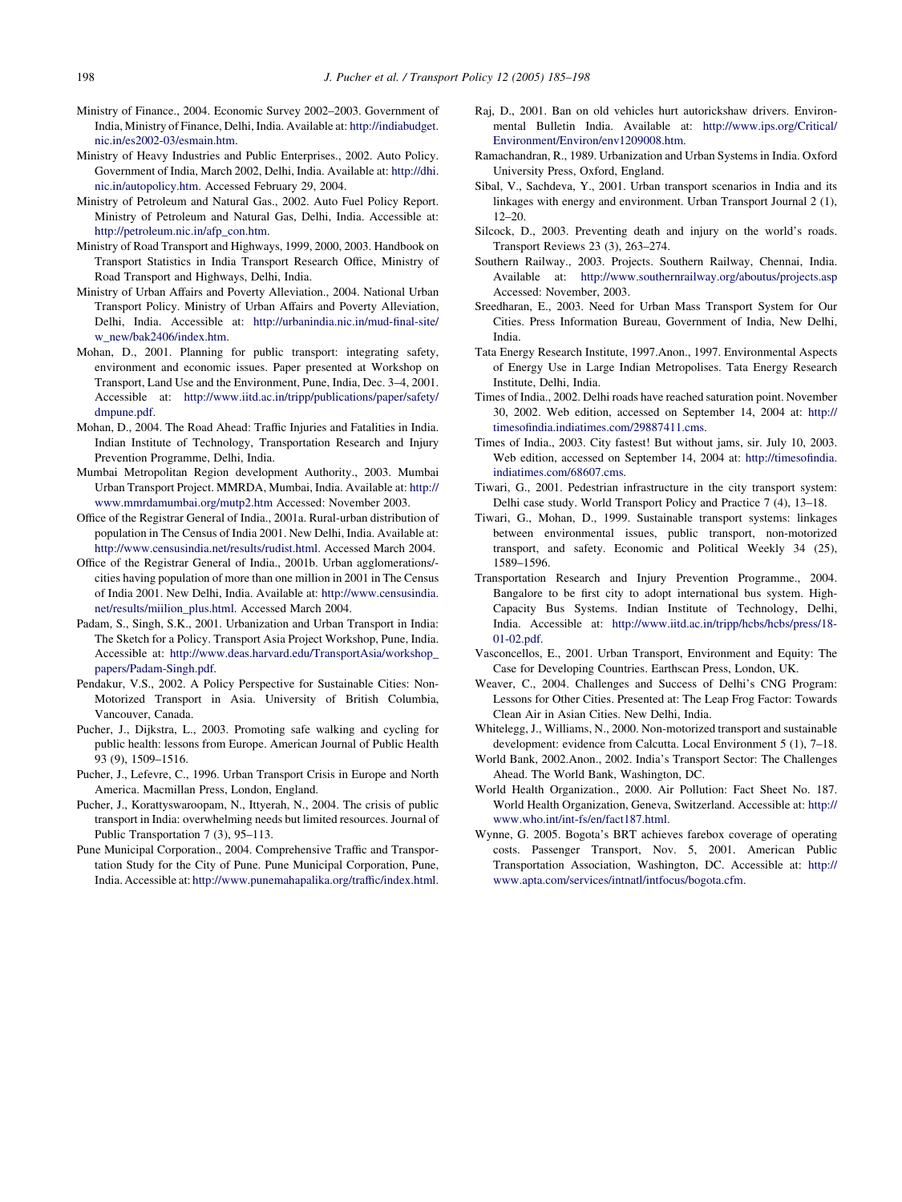Ministry of Finance., 2004. Economic Survey 2002–2003. Government of India, Ministry of Finance, Delhi, India. Available at: http://indiabudget.nic.in/es2002-03/esmain.htm.

Ministry of Heavy Industries and Public Enterprises., 2002. Auto Policy. Government of India, March 2002, Delhi, India. Available at: http://dhi.nic.in/autopolicy.htm. Accessed February 29, 2004.

Ministry of Petroleum and Natural Gas., 2002. Auto Fuel Policy Report. Ministry of Petroleum and Natural Gas, Delhi, India. Accessible at: http://petroleum.nic.in/afp_con.htm.

Ministry of Road Transport and Highways, 1999, 2000, 2003. Handbook on Transport Statistics in India Transport Research Office, Ministry of Road Transport and Highways, Delhi, India.

Ministry of Urban Affairs and Poverty Alleviation., 2004. National Urban Transport Policy. Ministry of Urban Affairs and Poverty Alleviation, Delhi, India. Accessible at: http://urbanindia.nic.in/mud-final-site/w_new/bak2406/index.htm.

Mohan, D., 2001. Planning for public transport: integrating safety, environment and economic issues. Paper presented at Workshop on Transport, Land Use and the Environment, Pune, India, Dec. 3–4, 2001. Accessible at: http://www.iitd.ac.in/tripp/publications/paper/safety/dmpune.pdf.

Mohan, D., 2004. The Road Ahead: Traffic Injuries and Fatalities in India. Indian Institute of Technology, Transportation Research and Injury Prevention Programme, Delhi, India.

Mumbai Metropolitan Region development Authority., 2003. Mumbai Urban Transport Project. MMRDA, Mumbai, India. Available at: http://www.mmrdamumbai.org/mutp2.htm Accessed: November 2003.

Office of the Registrar General of India., 2001a. Rural-urban distribution of population in The Census of India 2001. New Delhi, India. Available at: http://www.censusindia.net/results/rudist.html. Accessed March 2004.

Office of the Registrar General of India., 2001b. Urban agglomerations/-cities having population of more than one million in 2001 in The Census of India 2001. New Delhi, India. Available at: http://www.censusindia.net/results/miilion_plus.html. Accessed March 2004.

Padam, S., Singh, S.K., 2001. Urbanization and Urban Transport in India: The Sketch for a Policy. Transport Asia Project Workshop, Pune, India. Accessible at: http://www.deas.harvard.edu/TransportAsia/workshop_papers/Padam-Singh.pdf.

Pendakur, V.S., 2002. A Policy Perspective for Sustainable Cities: Non-Motorized Transport in Asia. University of British Columbia, Vancouver, Canada.

Pucher, J., Dijkstra, L., 2003. Promoting safe walking and cycling for public health: lessons from Europe. American Journal of Public Health 93 (9), 1509–1516.

Pucher, J., Lefevre, C., 1996. Urban Transport Crisis in Europe and North America. Macmillan Press, London, England.

Pucher, J., Korattyswaroopam, N., Ittyerah, N., 2004. The crisis of public transport in India: overwhelming needs but limited resources. Journal of Public Transportation 7 (3), 95–113.

Pune Municipal Corporation., 2004. Comprehensive Traffic and Transportation Study for the City of Pune. Pune Municipal Corporation, Pune, India. Accessible at: http://www.punemahapalika.org/traffic/index.html.

Raj, D., 2001. Ban on old vehicles hurt autorickshaw drivers. Environmental Bulletin India. Available at: http://www.ips.org/Critical/Environment/Environ/env1209008.htm.

Ramachandran, R., 1989. Urbanization and Urban Systems in India. Oxford University Press, Oxford, England.

Sibal, V., Sachdeva, Y., 2001. Urban transport scenarios in India and its linkages with energy and environment. Urban Transport Journal 2 (1), 12–20.

Silcock, D., 2003. Preventing death and injury on the world's roads. Transport Reviews 23 (3), 263–274.

Southern Railway., 2003. Projects. Southern Railway, Chennai, India. Available at: http://www.southernrailway.org/aboutus/projects.asp Accessed: November, 2003.

Sreedharan, E., 2003. Need for Urban Mass Transport System for Our Cities. Press Information Bureau, Government of India, New Delhi, India.

Tata Energy Research Institute, 1997.Anon., 1997. Environmental Aspects of Energy Use in Large Indian Metropolises. Tata Energy Research Institute, Delhi, India.

Times of India., 2002. Delhi roads have reached saturation point. November 30, 2002. Web edition, accessed on September 14, 2004 at: http://timesofindia.indiatimes.com/29887411.cms.

Times of India., 2003. City fastest! But without jams, sir. July 10, 2003. Web edition, accessed on September 14, 2004 at: http://timesofindia.indiatimes.com/68607.cms.

Tiwari, G., 2001. Pedestrian infrastructure in the city transport system: Delhi case study. World Transport Policy and Practice 7 (4), 13–18.

Tiwari, G., Mohan, D., 1999. Sustainable transport systems: linkages between environmental issues, public transport, non-motorized transport, and safety. Economic and Political Weekly 34 (25), 1589–1596.

Transportation Research and Injury Prevention Programme., 2004. Bangalore to be first city to adopt international bus system. High-Capacity Bus Systems. Indian Institute of Technology, Delhi, India. Accessible at: http://www.iitd.ac.in/tripp/hcbs/hcbs/press/18-01-02.pdf.

Vasconcellos, E., 2001. Urban Transport, Environment and Equity: The Case for Developing Countries. Earthscan Press, London, UK.

Weaver, C., 2004. Challenges and Success of Delhi's CNG Program: Lessons for Other Cities. Presented at: The Leap Frog Factor: Towards Clean Air in Asian Cities. New Delhi, India.

Whitelegg, J., Williams, N., 2000. Non-motorized transport and sustainable development: evidence from Calcutta. Local Environment 5 (1), 7–18.

World Bank, 2002.Anon., 2002. India's Transport Sector: The Challenges Ahead. The World Bank, Washington, DC.

World Health Organization., 2000. Air Pollution: Fact Sheet No. 187. World Health Organization, Geneva, Switzerland. Accessible at: http://www.who.int/int-fs/en/fact187.html.

Wynne, G. 2005. Bogota's BRT achieves farebox coverage of operating costs. Passenger Transport, Nov. 5, 2001. American Public Transportation Association, Washington, DC. Accessible at: http://www.apta.com/services/intnatl/intfocus/bogota.cfm.